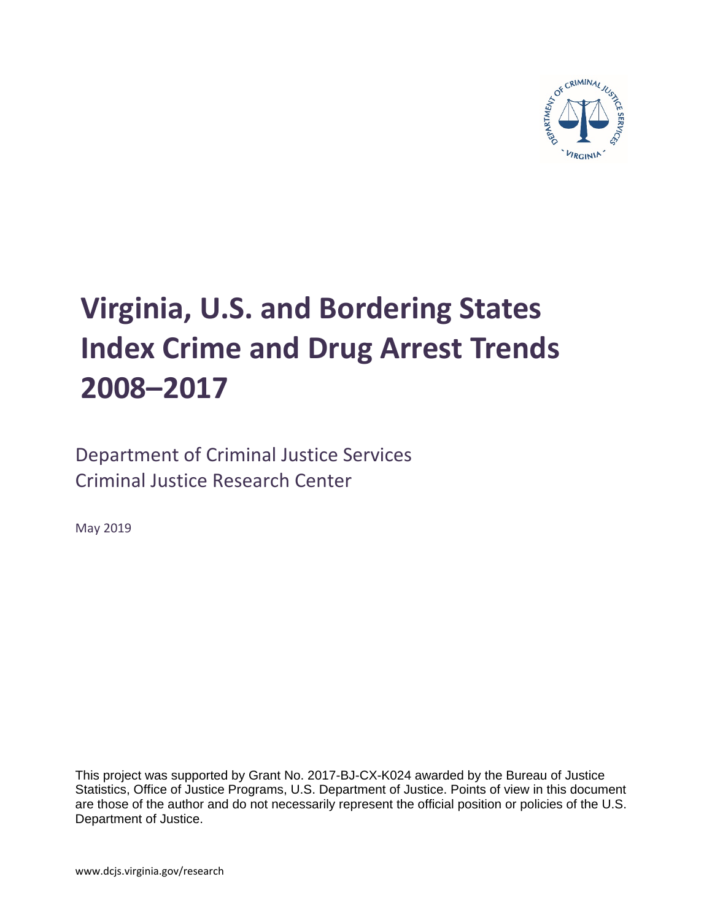# Virginia, U.S. and Bordering States Index Crime and Drug Arrest Trends 2008–2017

Department of Criminal Justice Services
Criminal Justice Research Center

May 2019

This project was supported by Grant No. 2017-BJ-CX-K024 awarded by the Bureau of Justice Statistics, Office of Justice Programs, U.S. Department of Justice. Points of view in this document are those of the author and do not necessarily represent the official position or policies of the U.S. Department of Justice.

www.dcjs.virginia.gov/research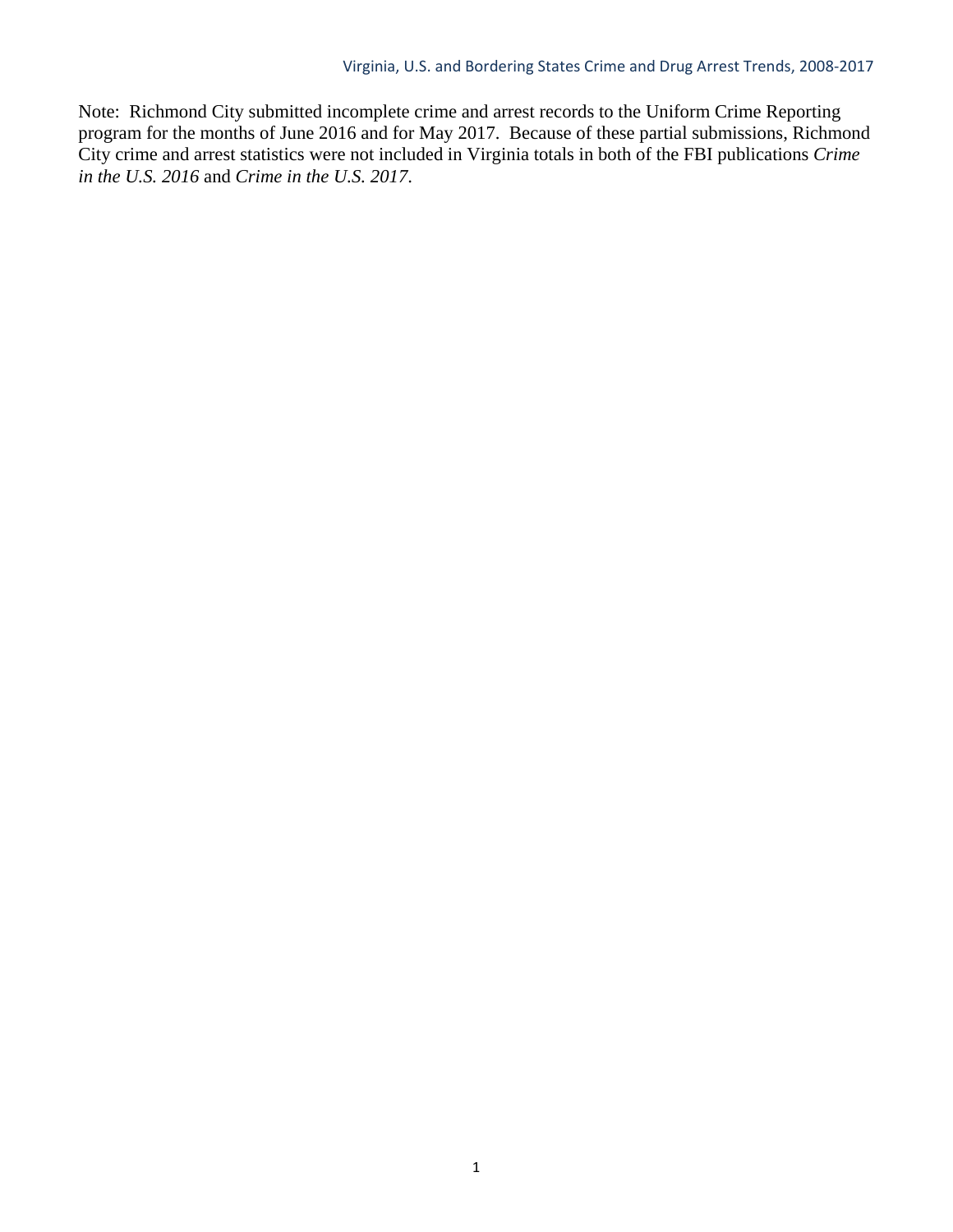Note: Richmond City submitted incomplete crime and arrest records to the Uniform Crime Reporting program for the months of June 2016 and for May 2017. Because of these partial submissions, Richmond City crime and arrest statistics were not included in Virginia totals in both of the FBI publications *Crime in the U.S. 2016* and *Crime in the U.S. 2017*.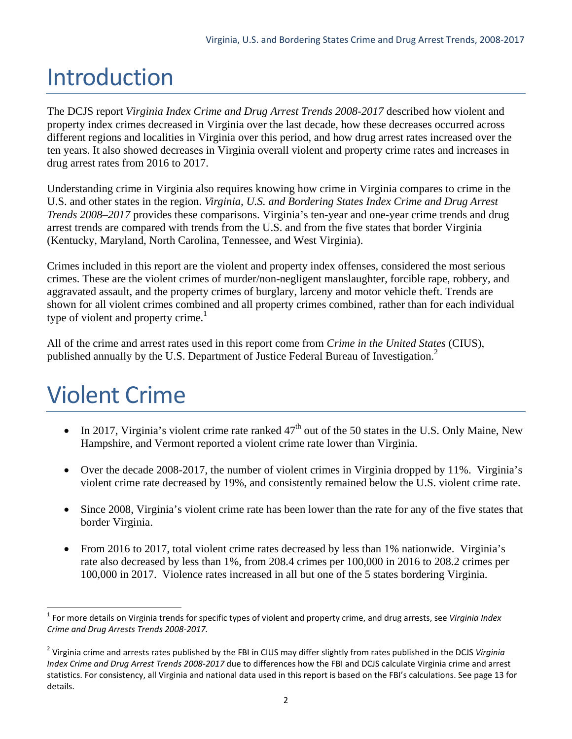# Introduction

The DCJS report *Virginia Index Crime and Drug Arrest Trends 2008-2017* described how violent and property index crimes decreased in Virginia over the last decade, how these decreases occurred across different regions and localities in Virginia over this period, and how drug arrest rates increased over the ten years. It also showed decreases in Virginia overall violent and property crime rates and increases in drug arrest rates from 2016 to 2017.

Understanding crime in Virginia also requires knowing how crime in Virginia compares to crime in the U.S. and other states in the region. *Virginia, U.S. and Bordering States Index Crime and Drug Arrest Trends 2008–2017* provides these comparisons. Virginia's ten-year and one-year crime trends and drug arrest trends are compared with trends from the U.S. and from the five states that border Virginia (Kentucky, Maryland, North Carolina, Tennessee, and West Virginia).

Crimes included in this report are the violent and property index offenses, considered the most serious crimes. These are the violent crimes of murder/non-negligent manslaughter, forcible rape, robbery, and aggravated assault, and the property crimes of burglary, larceny and motor vehicle theft. Trends are shown for all violent crimes combined and all property crimes combined, rather than for each individual type of violent and property crime.[1]

All of the crime and arrest rates used in this report come from *Crime in the United States* (CIUS), published annually by the U.S. Department of Justice Federal Bureau of Investigation.[2]

# Violent Crime

- In 2017, Virginia's violent crime rate ranked 47th out of the 50 states in the U.S. Only Maine, New Hampshire, and Vermont reported a violent crime rate lower than Virginia.
- Over the decade 2008-2017, the number of violent crimes in Virginia dropped by 11%. Virginia's violent crime rate decreased by 19%, and consistently remained below the U.S. violent crime rate.
- Since 2008, Virginia's violent crime rate has been lower than the rate for any of the five states that border Virginia.
- From 2016 to 2017, total violent crime rates decreased by less than 1% nationwide. Virginia's rate also decreased by less than 1%, from 208.4 crimes per 100,000 in 2016 to 208.2 crimes per 100,000 in 2017. Violence rates increased in all but one of the 5 states bordering Virginia.

---

[1] For more details on Virginia trends for specific types of violent and property crime, and drug arrests, see *Virginia Index Crime and Drug Arrests Trends 2008-2017.*

[2] Virginia crime and arrests rates published by the FBI in CIUS may differ slightly from rates published in the DCJS *Virginia Index Crime and Drug Arrest Trends 2008-2017* due to differences how the FBI and DCJS calculate Virginia crime and arrest statistics. For consistency, all Virginia and national data used in this report is based on the FBI's calculations. See page 13 for details.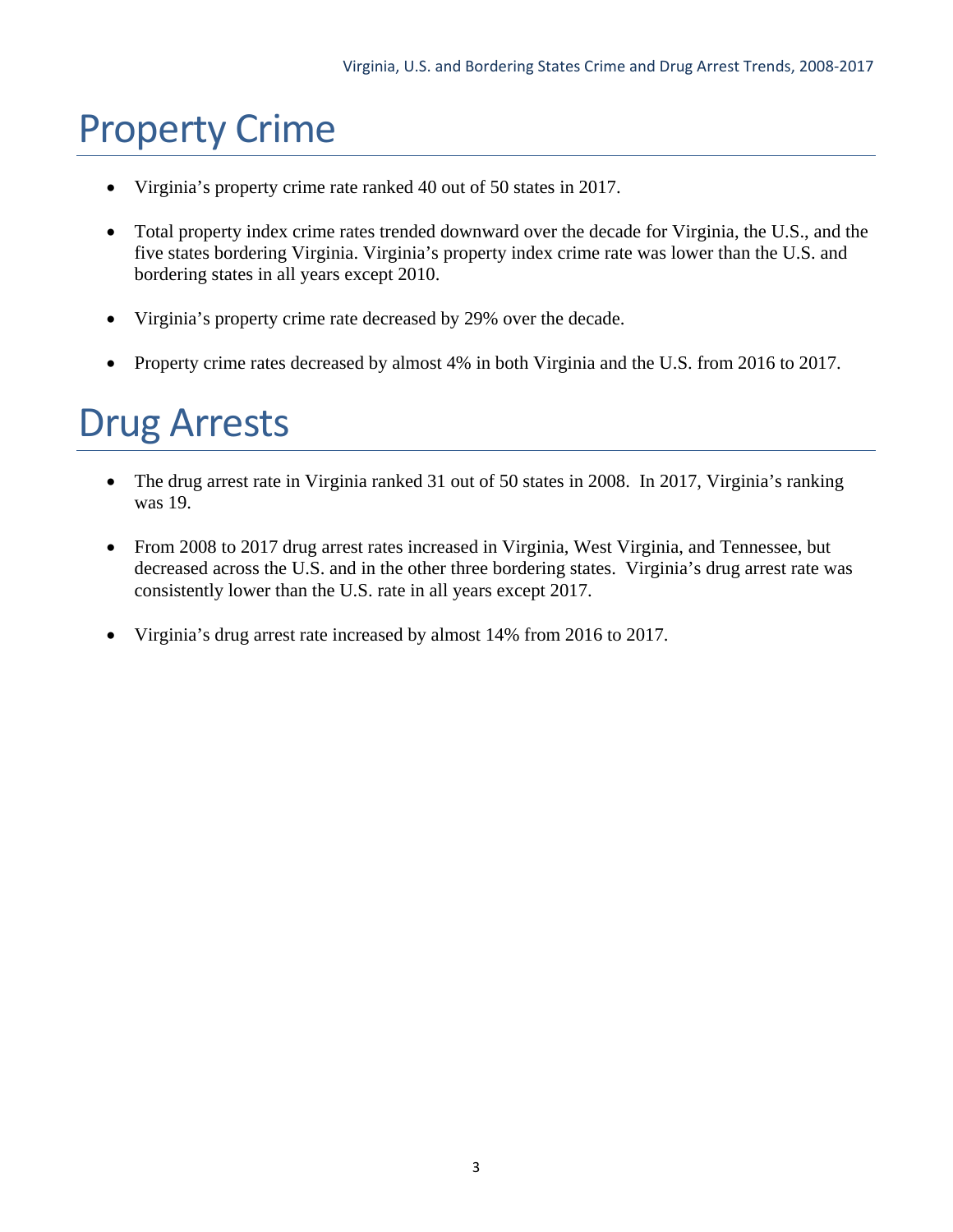# Property Crime

- Virginia's property crime rate ranked 40 out of 50 states in 2017.
- Total property index crime rates trended downward over the decade for Virginia, the U.S., and the five states bordering Virginia. Virginia's property index crime rate was lower than the U.S. and bordering states in all years except 2010.
- Virginia's property crime rate decreased by 29% over the decade.
- Property crime rates decreased by almost 4% in both Virginia and the U.S. from 2016 to 2017.

# Drug Arrests

- The drug arrest rate in Virginia ranked 31 out of 50 states in 2008. In 2017, Virginia's ranking was 19.
- From 2008 to 2017 drug arrest rates increased in Virginia, West Virginia, and Tennessee, but decreased across the U.S. and in the other three bordering states. Virginia's drug arrest rate was consistently lower than the U.S. rate in all years except 2017.
- Virginia's drug arrest rate increased by almost 14% from 2016 to 2017.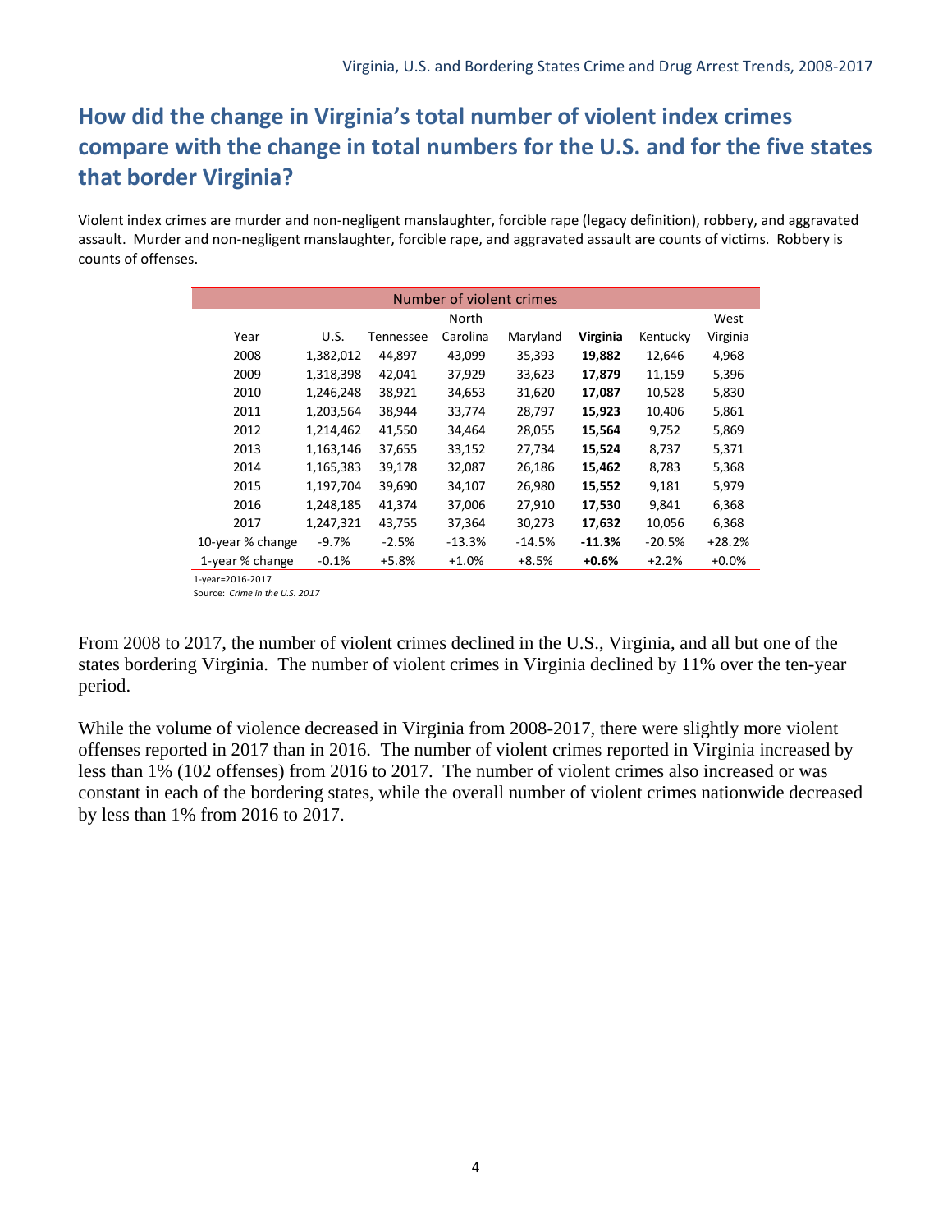## How did the change in Virginia's total number of violent index crimes compare with the change in total numbers for the U.S. and for the five states that border Virginia?

Violent index crimes are murder and non-negligent manslaughter, forcible rape (legacy definition), robbery, and aggravated assault. Murder and non-negligent manslaughter, forcible rape, and aggravated assault are counts of victims. Robbery is counts of offenses.

| Number of violent crimes | | | | | | | |
|---|---|---|---|---|---|---|---|
| Year | U.S. | Tennessee | North Carolina | Maryland | **Virginia** | Kentucky | West Virginia |
| 2008 | 1,382,012 | 44,897 | 43,099 | 35,393 | **19,882** | 12,646 | 4,968 |
| 2009 | 1,318,398 | 42,041 | 37,929 | 33,623 | **17,879** | 11,159 | 5,396 |
| 2010 | 1,246,248 | 38,921 | 34,653 | 31,620 | **17,087** | 10,528 | 5,830 |
| 2011 | 1,203,564 | 38,944 | 33,774 | 28,797 | **15,923** | 10,406 | 5,861 |
| 2012 | 1,214,462 | 41,550 | 34,464 | 28,055 | **15,564** | 9,752 | 5,869 |
| 2013 | 1,163,146 | 37,655 | 33,152 | 27,734 | **15,524** | 8,737 | 5,371 |
| 2014 | 1,165,383 | 39,178 | 32,087 | 26,186 | **15,462** | 8,783 | 5,368 |
| 2015 | 1,197,704 | 39,690 | 34,107 | 26,980 | **15,552** | 9,181 | 5,979 |
| 2016 | 1,248,185 | 41,374 | 37,006 | 27,910 | **17,530** | 9,841 | 6,368 |
| 2017 | 1,247,321 | 43,755 | 37,364 | 30,273 | **17,632** | 10,056 | 6,368 |
| 10-year % change | -9.7% | -2.5% | -13.3% | -14.5% | **-11.3%** | -20.5% | +28.2% |
| 1-year % change | -0.1% | +5.8% | +1.0% | +8.5% | **+0.6%** | +2.2% | +0.0% |

1-year=2016-2017

Source: *Crime in the U.S. 2017*

From 2008 to 2017, the number of violent crimes declined in the U.S., Virginia, and all but one of the states bordering Virginia. The number of violent crimes in Virginia declined by 11% over the ten-year period.

While the volume of violence decreased in Virginia from 2008-2017, there were slightly more violent offenses reported in 2017 than in 2016. The number of violent crimes reported in Virginia increased by less than 1% (102 offenses) from 2016 to 2017. The number of violent crimes also increased or was constant in each of the bordering states, while the overall number of violent crimes nationwide decreased by less than 1% from 2016 to 2017.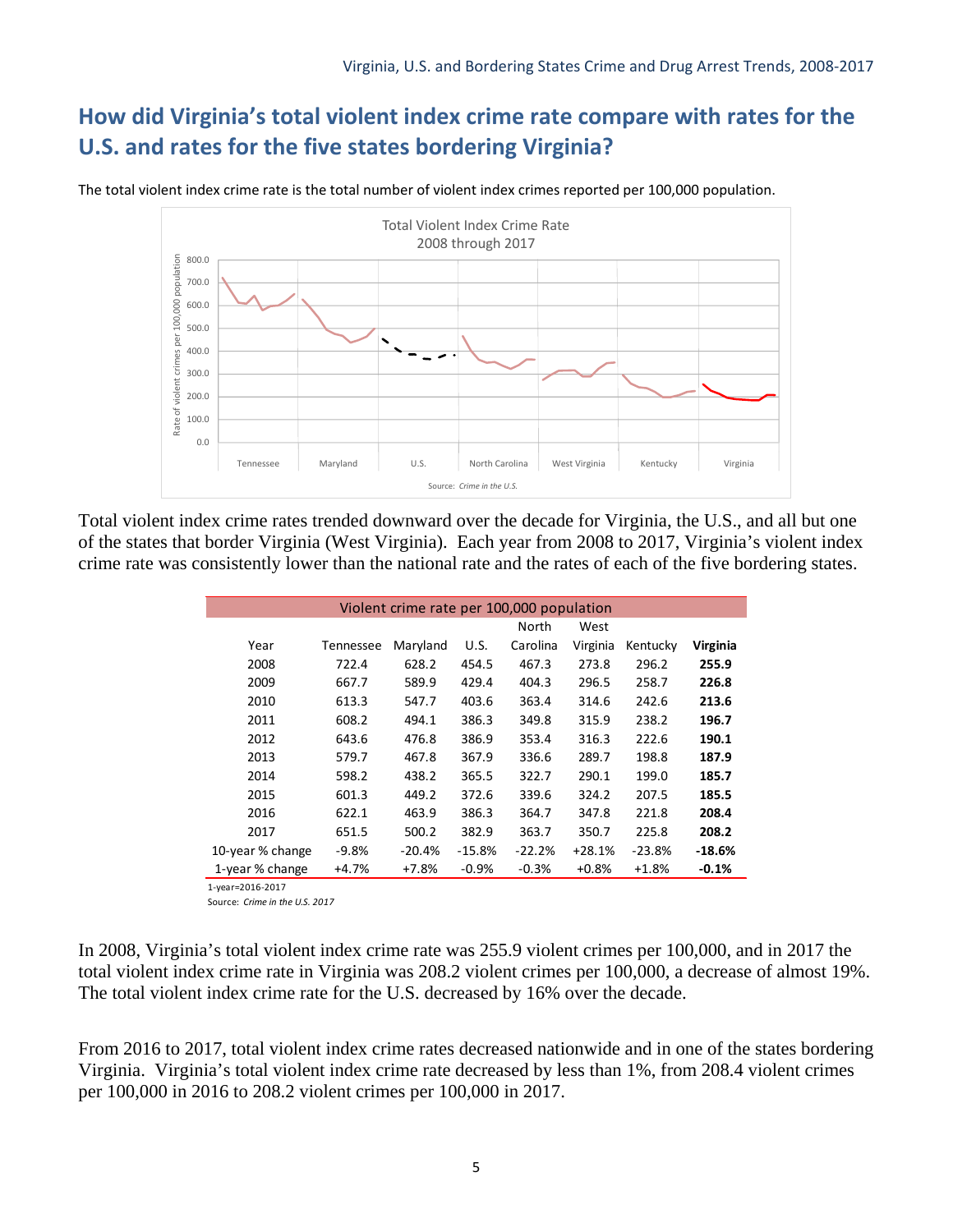## How did Virginia's total violent index crime rate compare with rates for the U.S. and rates for the five states bordering Virginia?

The total violent index crime rate is the total number of violent index crimes reported per 100,000 population.

Total violent index crime rates trended downward over the decade for Virginia, the U.S., and all but one of the states that border Virginia (West Virginia). Each year from 2008 to 2017, Virginia's violent index crime rate was consistently lower than the national rate and the rates of each of the five bordering states.

| Violent crime rate per 100,000 population | | | | | | | |
|---|---|---|---|---|---|---|---|
| Year | Tennessee | Maryland | U.S. | North Carolina | West Virginia | Kentucky | **Virginia** |
| 2008 | 722.4 | 628.2 | 454.5 | 467.3 | 273.8 | 296.2 | **255.9** |
| 2009 | 667.7 | 589.9 | 429.4 | 404.3 | 296.5 | 258.7 | **226.8** |
| 2010 | 613.3 | 547.7 | 403.6 | 363.4 | 314.6 | 242.6 | **213.6** |
| 2011 | 608.2 | 494.1 | 386.3 | 349.8 | 315.9 | 238.2 | **196.7** |
| 2012 | 643.6 | 476.8 | 386.9 | 353.4 | 316.3 | 222.6 | **190.1** |
| 2013 | 579.7 | 467.8 | 367.9 | 336.6 | 289.7 | 198.8 | **187.9** |
| 2014 | 598.2 | 438.2 | 365.5 | 322.7 | 290.1 | 199.0 | **185.7** |
| 2015 | 601.3 | 449.2 | 372.6 | 339.6 | 324.2 | 207.5 | **185.5** |
| 2016 | 622.1 | 463.9 | 386.3 | 364.7 | 347.8 | 221.8 | **208.4** |
| 2017 | 651.5 | 500.2 | 382.9 | 363.7 | 350.7 | 225.8 | **208.2** |
| 10-year % change | -9.8% | -20.4% | -15.8% | -22.2% | +28.1% | -23.8% | **-18.6%** |
| 1-year % change | +4.7% | +7.8% | -0.9% | -0.3% | +0.8% | +1.8% | **-0.1%** |

1-year=2016-2017

Source: *Crime in the U.S. 2017*

In 2008, Virginia's total violent index crime rate was 255.9 violent crimes per 100,000, and in 2017 the total violent index crime rate in Virginia was 208.2 violent crimes per 100,000, a decrease of almost 19%. The total violent index crime rate for the U.S. decreased by 16% over the decade.

From 2016 to 2017, total violent index crime rates decreased nationwide and in one of the states bordering Virginia. Virginia's total violent index crime rate decreased by less than 1%, from 208.4 violent crimes per 100,000 in 2016 to 208.2 violent crimes per 100,000 in 2017.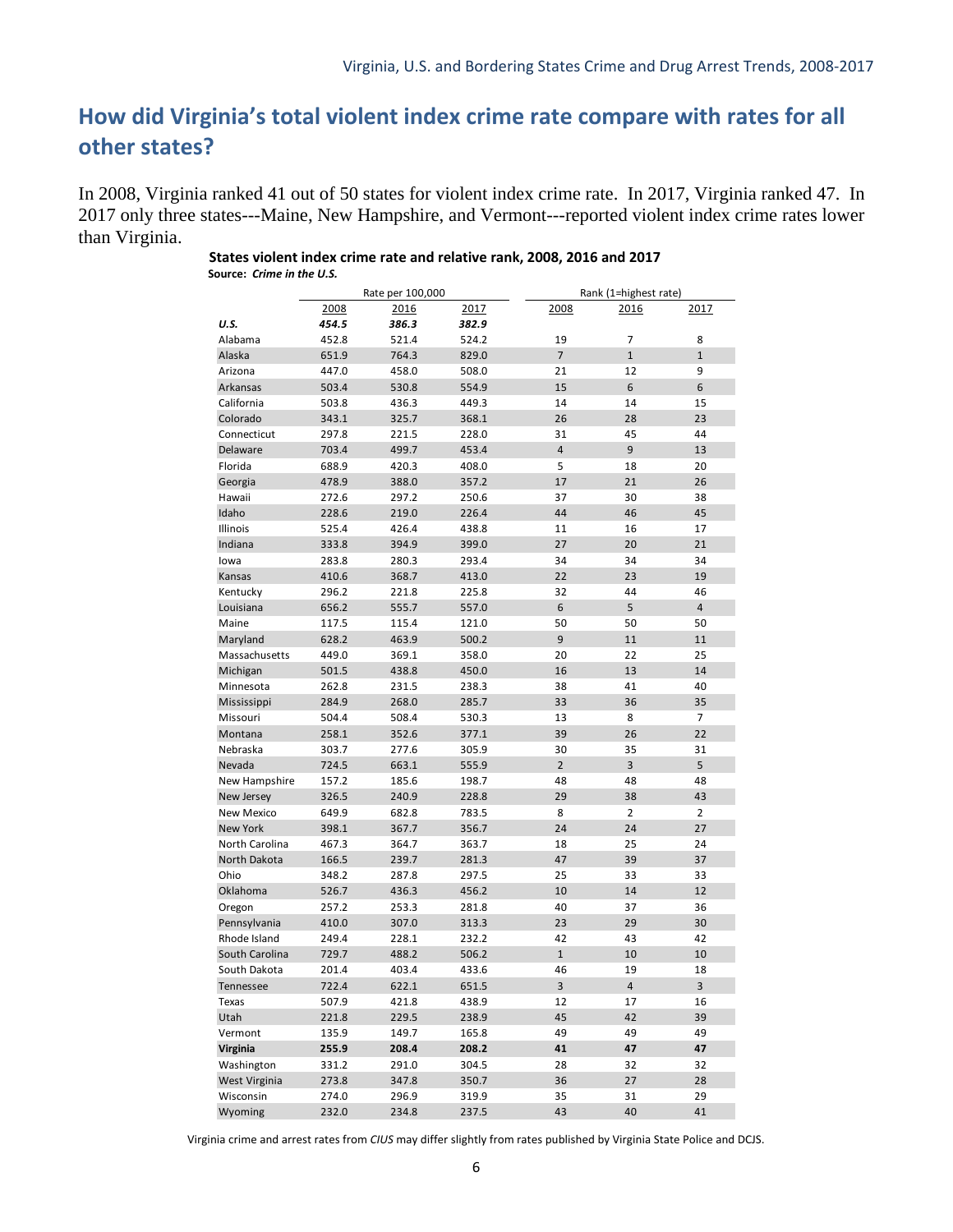## How did Virginia's total violent index crime rate compare with rates for all other states?

In 2008, Virginia ranked 41 out of 50 states for violent index crime rate. In 2017, Virginia ranked 47. In 2017 only three states---Maine, New Hampshire, and Vermont---reported violent index crime rates lower than Virginia.

**States violent index crime rate and relative rank, 2008, 2016 and 2017**
**Source:** ***Crime in the U.S.***

| | Rate per 100,000 | | | Rank (1=highest rate) | | |
|---|---|---|---|---|---|---|
| | 2008 | 2016 | 2017 | 2008 | 2016 | 2017 |
| ***U.S.*** | ***454.5*** | ***386.3*** | ***382.9*** | | | |
| Alabama | 452.8 | 521.4 | 524.2 | 19 | 7 | 8 |
| Alaska | 651.9 | 764.3 | 829.0 | 7 | 1 | 1 |
| Arizona | 447.0 | 458.0 | 508.0 | 21 | 12 | 9 |
| Arkansas | 503.4 | 530.8 | 554.9 | 15 | 6 | 6 |
| California | 503.8 | 436.3 | 449.3 | 14 | 14 | 15 |
| Colorado | 343.1 | 325.7 | 368.1 | 26 | 28 | 23 |
| Connecticut | 297.8 | 221.5 | 228.0 | 31 | 45 | 44 |
| Delaware | 703.4 | 499.7 | 453.4 | 4 | 9 | 13 |
| Florida | 688.9 | 420.3 | 408.0 | 5 | 18 | 20 |
| Georgia | 478.9 | 388.0 | 357.2 | 17 | 21 | 26 |
| Hawaii | 272.6 | 297.2 | 250.6 | 37 | 30 | 38 |
| Idaho | 228.6 | 219.0 | 226.4 | 44 | 46 | 45 |
| Illinois | 525.4 | 426.4 | 438.8 | 11 | 16 | 17 |
| Indiana | 333.8 | 394.9 | 399.0 | 27 | 20 | 21 |
| Iowa | 283.8 | 280.3 | 293.4 | 34 | 34 | 34 |
| Kansas | 410.6 | 368.7 | 413.0 | 22 | 23 | 19 |
| Kentucky | 296.2 | 221.8 | 225.8 | 32 | 44 | 46 |
| Louisiana | 656.2 | 555.7 | 557.0 | 6 | 5 | 4 |
| Maine | 117.5 | 115.4 | 121.0 | 50 | 50 | 50 |
| Maryland | 628.2 | 463.9 | 500.2 | 9 | 11 | 11 |
| Massachusetts | 449.0 | 369.1 | 358.0 | 20 | 22 | 25 |
| Michigan | 501.5 | 438.8 | 450.0 | 16 | 13 | 14 |
| Minnesota | 262.8 | 231.5 | 238.3 | 38 | 41 | 40 |
| Mississippi | 284.9 | 268.0 | 285.7 | 33 | 36 | 35 |
| Missouri | 504.4 | 508.4 | 530.3 | 13 | 8 | 7 |
| Montana | 258.1 | 352.6 | 377.1 | 39 | 26 | 22 |
| Nebraska | 303.7 | 277.6 | 305.9 | 30 | 35 | 31 |
| Nevada | 724.5 | 663.1 | 555.9 | 2 | 3 | 5 |
| New Hampshire | 157.2 | 185.6 | 198.7 | 48 | 48 | 48 |
| New Jersey | 326.5 | 240.9 | 228.8 | 29 | 38 | 43 |
| New Mexico | 649.9 | 682.8 | 783.5 | 8 | 2 | 2 |
| New York | 398.1 | 367.7 | 356.7 | 24 | 24 | 27 |
| North Carolina | 467.3 | 364.7 | 363.7 | 18 | 25 | 24 |
| North Dakota | 166.5 | 239.7 | 281.3 | 47 | 39 | 37 |
| Ohio | 348.2 | 287.8 | 297.5 | 25 | 33 | 33 |
| Oklahoma | 526.7 | 436.3 | 456.2 | 10 | 14 | 12 |
| Oregon | 257.2 | 253.3 | 281.8 | 40 | 37 | 36 |
| Pennsylvania | 410.0 | 307.0 | 313.3 | 23 | 29 | 30 |
| Rhode Island | 249.4 | 228.1 | 232.2 | 42 | 43 | 42 |
| South Carolina | 729.7 | 488.2 | 506.2 | 1 | 10 | 10 |
| South Dakota | 201.4 | 403.4 | 433.6 | 46 | 19 | 18 |
| Tennessee | 722.4 | 622.1 | 651.5 | 3 | 4 | 3 |
| Texas | 507.9 | 421.8 | 438.9 | 12 | 17 | 16 |
| Utah | 221.8 | 229.5 | 238.9 | 45 | 42 | 39 |
| Vermont | 135.9 | 149.7 | 165.8 | 49 | 49 | 49 |
| **Virginia** | **255.9** | **208.4** | **208.2** | **41** | **47** | **47** |
| Washington | 331.2 | 291.0 | 304.5 | 28 | 32 | 32 |
| West Virginia | 273.8 | 347.8 | 350.7 | 36 | 27 | 28 |
| Wisconsin | 274.0 | 296.9 | 319.9 | 35 | 31 | 29 |
| Wyoming | 232.0 | 234.8 | 237.5 | 43 | 40 | 41 |

Virginia crime and arrest rates from *CIUS* may differ slightly from rates published by Virginia State Police and DCJS.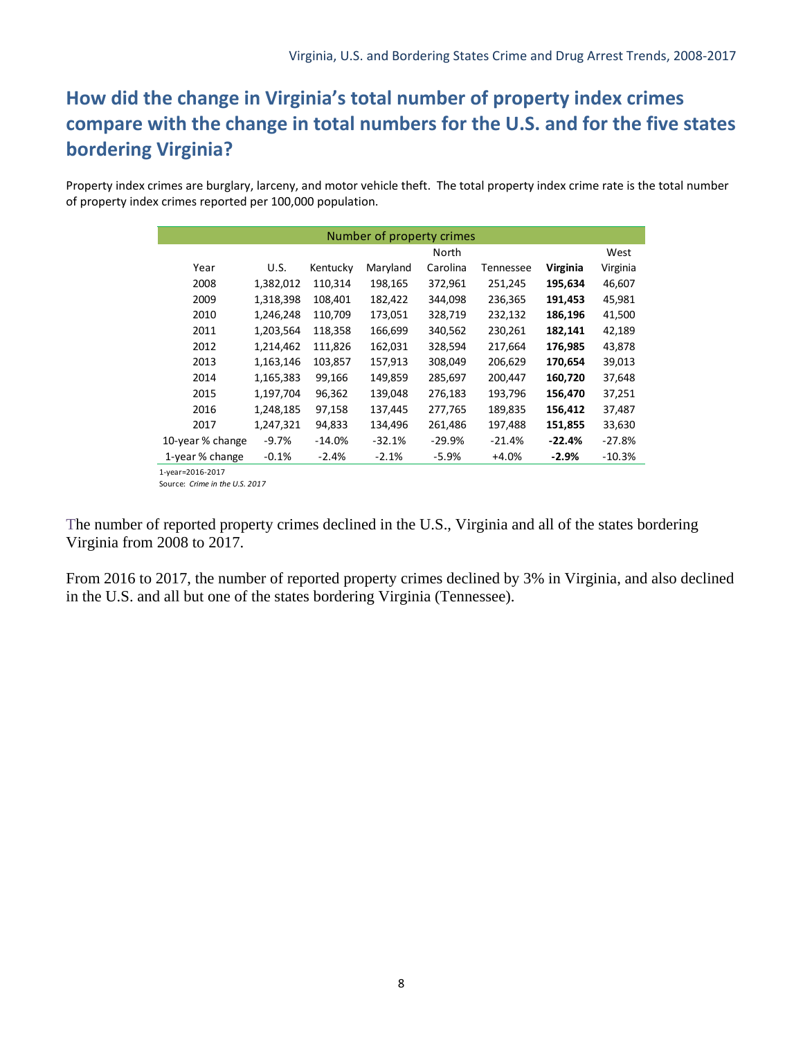## How did the change in Virginia's total number of property index crimes compare with the change in total numbers for the U.S. and for the five states bordering Virginia?

Property index crimes are burglary, larceny, and motor vehicle theft. The total property index crime rate is the total number of property index crimes reported per 100,000 population.

| Number of property crimes | | | | | | | |
|---|---|---|---|---|---|---|---|
| Year | U.S. | Kentucky | Maryland | North Carolina | Tennessee | **Virginia** | West Virginia |
| 2008 | 1,382,012 | 110,314 | 198,165 | 372,961 | 251,245 | **195,634** | 46,607 |
| 2009 | 1,318,398 | 108,401 | 182,422 | 344,098 | 236,365 | **191,453** | 45,981 |
| 2010 | 1,246,248 | 110,709 | 173,051 | 328,719 | 232,132 | **186,196** | 41,500 |
| 2011 | 1,203,564 | 118,358 | 166,699 | 340,562 | 230,261 | **182,141** | 42,189 |
| 2012 | 1,214,462 | 111,826 | 162,031 | 328,594 | 217,664 | **176,985** | 43,878 |
| 2013 | 1,163,146 | 103,857 | 157,913 | 308,049 | 206,629 | **170,654** | 39,013 |
| 2014 | 1,165,383 | 99,166 | 149,859 | 285,697 | 200,447 | **160,720** | 37,648 |
| 2015 | 1,197,704 | 96,362 | 139,048 | 276,183 | 193,796 | **156,470** | 37,251 |
| 2016 | 1,248,185 | 97,158 | 137,445 | 277,765 | 189,835 | **156,412** | 37,487 |
| 2017 | 1,247,321 | 94,833 | 134,496 | 261,486 | 197,488 | **151,855** | 33,630 |
| 10-year % change | -9.7% | -14.0% | -32.1% | -29.9% | -21.4% | **-22.4%** | -27.8% |
| 1-year % change | -0.1% | -2.4% | -2.1% | -5.9% | +4.0% | **-2.9%** | -10.3% |

1-year=2016-2017

Source: *Crime in the U.S. 2017*

The number of reported property crimes declined in the U.S., Virginia and all of the states bordering Virginia from 2008 to 2017.

From 2016 to 2017, the number of reported property crimes declined by 3% in Virginia, and also declined in the U.S. and all but one of the states bordering Virginia (Tennessee).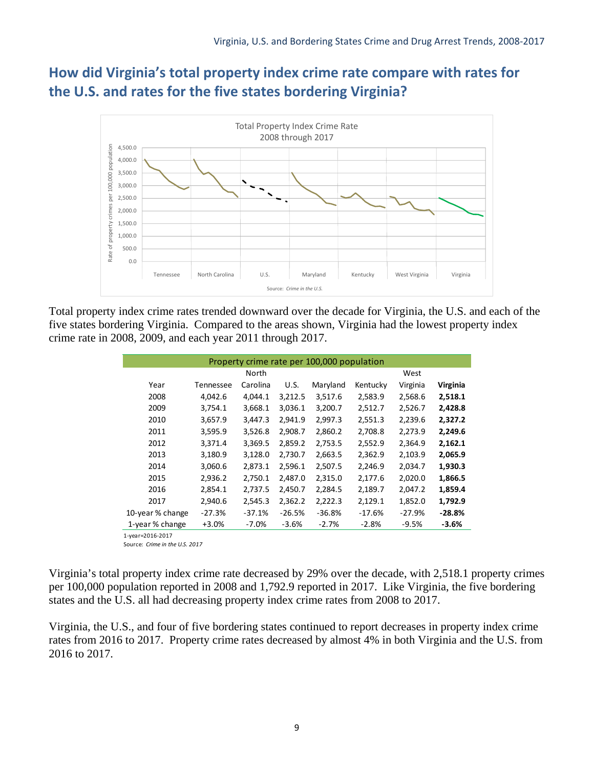## How did Virginia's total property index crime rate compare with rates for the U.S. and rates for the five states bordering Virginia?

Total Property Index Crime Rate
2008 through 2017

Source: *Crime in the U.S.*

Total property index crime rates trended downward over the decade for Virginia, the U.S. and each of the five states bordering Virginia. Compared to the areas shown, Virginia had the lowest property index crime rate in 2008, 2009, and each year 2011 through 2017.

| Property crime rate per 100,000 population | | | | | | | |
|---|---|---|---|---|---|---|---|
| Year | Tennessee | North Carolina | U.S. | Maryland | Kentucky | West Virginia | **Virginia** |
| 2008 | 4,042.6 | 4,044.1 | 3,212.5 | 3,517.6 | 2,583.9 | 2,568.6 | **2,518.1** |
| 2009 | 3,754.1 | 3,668.1 | 3,036.1 | 3,200.7 | 2,512.7 | 2,526.7 | **2,428.8** |
| 2010 | 3,657.9 | 3,447.3 | 2,941.9 | 2,997.3 | 2,551.3 | 2,239.6 | **2,327.2** |
| 2011 | 3,595.9 | 3,526.8 | 2,908.7 | 2,860.2 | 2,708.8 | 2,273.9 | **2,249.6** |
| 2012 | 3,371.4 | 3,369.5 | 2,859.2 | 2,753.5 | 2,552.9 | 2,364.9 | **2,162.1** |
| 2013 | 3,180.9 | 3,128.0 | 2,730.7 | 2,663.5 | 2,362.9 | 2,103.9 | **2,065.9** |
| 2014 | 3,060.6 | 2,873.1 | 2,596.1 | 2,507.5 | 2,246.9 | 2,034.7 | **1,930.3** |
| 2015 | 2,936.2 | 2,750.1 | 2,487.0 | 2,315.0 | 2,177.6 | 2,020.0 | **1,866.5** |
| 2016 | 2,854.1 | 2,737.5 | 2,450.7 | 2,284.5 | 2,189.7 | 2,047.2 | **1,859.4** |
| 2017 | 2,940.6 | 2,545.3 | 2,362.2 | 2,222.3 | 2,129.1 | 1,852.0 | **1,792.9** |
| 10-year % change | -27.3% | -37.1% | -26.5% | -36.8% | -17.6% | -27.9% | **-28.8%** |
| 1-year % change | +3.0% | -7.0% | -3.6% | -2.7% | -2.8% | -9.5% | **-3.6%** |

1-year=2016-2017
Source: *Crime in the U.S. 2017*

Virginia's total property index crime rate decreased by 29% over the decade, with 2,518.1 property crimes per 100,000 population reported in 2008 and 1,792.9 reported in 2017. Like Virginia, the five bordering states and the U.S. all had decreasing property index crime rates from 2008 to 2017.

Virginia, the U.S., and four of five bordering states continued to report decreases in property index crime rates from 2016 to 2017. Property crime rates decreased by almost 4% in both Virginia and the U.S. from 2016 to 2017.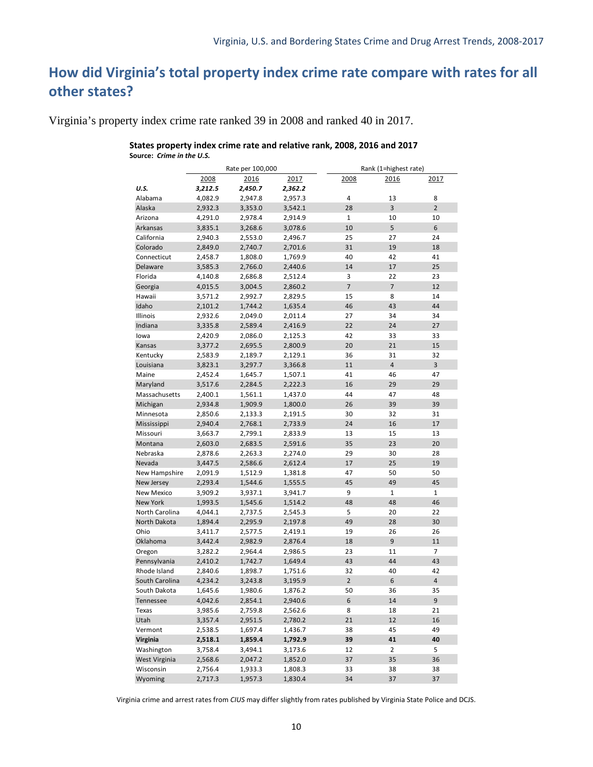## How did Virginia's total property index crime rate compare with rates for all other states?

Virginia's property index crime rate ranked 39 in 2008 and ranked 40 in 2017.

**States property index crime rate and relative rank, 2008, 2016 and 2017**
**Source:** ***Crime in the U.S.***

| | Rate per 100,000 | | | Rank (1=highest rate) | | |
|---|---|---|---|---|---|---|
| | 2008 | 2016 | 2017 | 2008 | 2016 | 2017 |
| ***U.S.*** | ***3,212.5*** | ***2,450.7*** | ***2,362.2*** | | | |
| Alabama | 4,082.9 | 2,947.8 | 2,957.3 | 4 | 13 | 8 |
| Alaska | 2,932.3 | 3,353.0 | 3,542.1 | 28 | 3 | 2 |
| Arizona | 4,291.0 | 2,978.4 | 2,914.9 | 1 | 10 | 10 |
| Arkansas | 3,835.1 | 3,268.6 | 3,078.6 | 10 | 5 | 6 |
| California | 2,940.3 | 2,553.0 | 2,496.7 | 25 | 27 | 24 |
| Colorado | 2,849.0 | 2,740.7 | 2,701.6 | 31 | 19 | 18 |
| Connecticut | 2,458.7 | 1,808.0 | 1,769.9 | 40 | 42 | 41 |
| Delaware | 3,585.3 | 2,766.0 | 2,440.6 | 14 | 17 | 25 |
| Florida | 4,140.8 | 2,686.8 | 2,512.4 | 3 | 22 | 23 |
| Georgia | 4,015.5 | 3,004.5 | 2,860.2 | 7 | 7 | 12 |
| Hawaii | 3,571.2 | 2,992.7 | 2,829.5 | 15 | 8 | 14 |
| Idaho | 2,101.2 | 1,744.2 | 1,635.4 | 46 | 43 | 44 |
| Illinois | 2,932.6 | 2,049.0 | 2,011.4 | 27 | 34 | 34 |
| Indiana | 3,335.8 | 2,589.4 | 2,416.9 | 22 | 24 | 27 |
| Iowa | 2,420.9 | 2,086.0 | 2,125.3 | 42 | 33 | 33 |
| Kansas | 3,377.2 | 2,695.5 | 2,800.9 | 20 | 21 | 15 |
| Kentucky | 2,583.9 | 2,189.7 | 2,129.1 | 36 | 31 | 32 |
| Louisiana | 3,823.1 | 3,297.7 | 3,366.8 | 11 | 4 | 3 |
| Maine | 2,452.4 | 1,645.7 | 1,507.1 | 41 | 46 | 47 |
| Maryland | 3,517.6 | 2,284.5 | 2,222.3 | 16 | 29 | 29 |
| Massachusetts | 2,400.1 | 1,561.1 | 1,437.0 | 44 | 47 | 48 |
| Michigan | 2,934.8 | 1,909.9 | 1,800.0 | 26 | 39 | 39 |
| Minnesota | 2,850.6 | 2,133.3 | 2,191.5 | 30 | 32 | 31 |
| Mississippi | 2,940.4 | 2,768.1 | 2,733.9 | 24 | 16 | 17 |
| Missouri | 3,663.7 | 2,799.1 | 2,833.9 | 13 | 15 | 13 |
| Montana | 2,603.0 | 2,683.5 | 2,591.6 | 35 | 23 | 20 |
| Nebraska | 2,878.6 | 2,263.3 | 2,274.0 | 29 | 30 | 28 |
| Nevada | 3,447.5 | 2,586.6 | 2,612.4 | 17 | 25 | 19 |
| New Hampshire | 2,091.9 | 1,512.9 | 1,381.8 | 47 | 50 | 50 |
| New Jersey | 2,293.4 | 1,544.6 | 1,555.5 | 45 | 49 | 45 |
| New Mexico | 3,909.2 | 3,937.1 | 3,941.7 | 9 | 1 | 1 |
| New York | 1,993.5 | 1,545.6 | 1,514.2 | 48 | 48 | 46 |
| North Carolina | 4,044.1 | 2,737.5 | 2,545.3 | 5 | 20 | 22 |
| North Dakota | 1,894.4 | 2,295.9 | 2,197.8 | 49 | 28 | 30 |
| Ohio | 3,411.7 | 2,577.5 | 2,419.1 | 19 | 26 | 26 |
| Oklahoma | 3,442.4 | 2,982.9 | 2,876.4 | 18 | 9 | 11 |
| Oregon | 3,282.2 | 2,964.4 | 2,986.5 | 23 | 11 | 7 |
| Pennsylvania | 2,410.2 | 1,742.7 | 1,649.4 | 43 | 44 | 43 |
| Rhode Island | 2,840.6 | 1,898.7 | 1,751.6 | 32 | 40 | 42 |
| South Carolina | 4,234.2 | 3,243.8 | 3,195.9 | 2 | 6 | 4 |
| South Dakota | 1,645.6 | 1,980.6 | 1,876.2 | 50 | 36 | 35 |
| Tennessee | 4,042.6 | 2,854.1 | 2,940.6 | 6 | 14 | 9 |
| Texas | 3,985.6 | 2,759.8 | 2,562.6 | 8 | 18 | 21 |
| Utah | 3,357.4 | 2,951.5 | 2,780.2 | 21 | 12 | 16 |
| Vermont | 2,538.5 | 1,697.4 | 1,436.7 | 38 | 45 | 49 |
| **Virginia** | **2,518.1** | **1,859.4** | **1,792.9** | **39** | **41** | **40** |
| Washington | 3,758.4 | 3,494.1 | 3,173.6 | 12 | 2 | 5 |
| West Virginia | 2,568.6 | 2,047.2 | 1,852.0 | 37 | 35 | 36 |
| Wisconsin | 2,756.4 | 1,933.3 | 1,808.3 | 33 | 38 | 38 |
| Wyoming | 2,717.3 | 1,957.3 | 1,830.4 | 34 | 37 | 37 |

Virginia crime and arrest rates from *CIUS* may differ slightly from rates published by Virginia State Police and DCJS.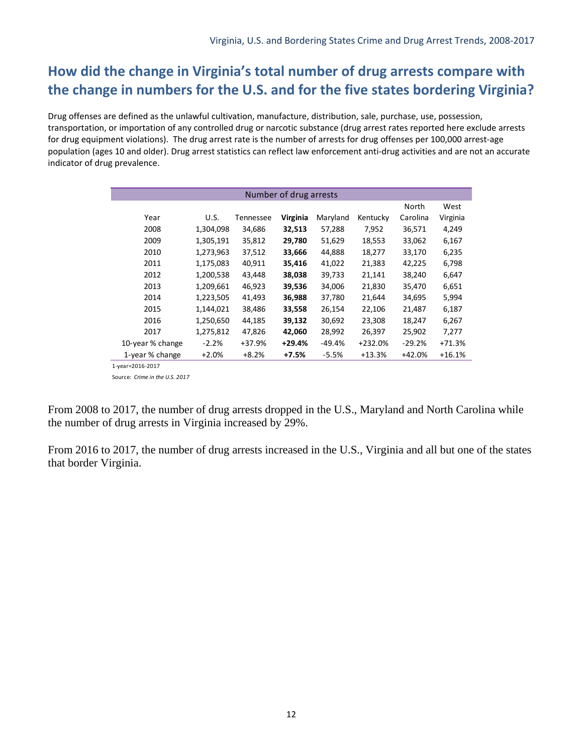## How did the change in Virginia's total number of drug arrests compare with the change in numbers for the U.S. and for the five states bordering Virginia?

Drug offenses are defined as the unlawful cultivation, manufacture, distribution, sale, purchase, use, possession, transportation, or importation of any controlled drug or narcotic substance (drug arrest rates reported here exclude arrests for drug equipment violations). The drug arrest rate is the number of arrests for drug offenses per 100,000 arrest-age population (ages 10 and older). Drug arrest statistics can reflect law enforcement anti-drug activities and are not an accurate indicator of drug prevalence.

| Number of drug arrests | | | | | | | |
|---|---|---|---|---|---|---|---|
| Year | U.S. | Tennessee | **Virginia** | Maryland | Kentucky | North Carolina | West Virginia |
| 2008 | 1,304,098 | 34,686 | **32,513** | 57,288 | 7,952 | 36,571 | 4,249 |
| 2009 | 1,305,191 | 35,812 | **29,780** | 51,629 | 18,553 | 33,062 | 6,167 |
| 2010 | 1,273,963 | 37,512 | **33,666** | 44,888 | 18,277 | 33,170 | 6,235 |
| 2011 | 1,175,083 | 40,911 | **35,416** | 41,022 | 21,383 | 42,225 | 6,798 |
| 2012 | 1,200,538 | 43,448 | **38,038** | 39,733 | 21,141 | 38,240 | 6,647 |
| 2013 | 1,209,661 | 46,923 | **39,536** | 34,006 | 21,830 | 35,470 | 6,651 |
| 2014 | 1,223,505 | 41,493 | **36,988** | 37,780 | 21,644 | 34,695 | 5,994 |
| 2015 | 1,144,021 | 38,486 | **33,558** | 26,154 | 22,106 | 21,487 | 6,187 |
| 2016 | 1,250,650 | 44,185 | **39,132** | 30,692 | 23,308 | 18,247 | 6,267 |
| 2017 | 1,275,812 | 47,826 | **42,060** | 28,992 | 26,397 | 25,902 | 7,277 |
| 10-year % change | -2.2% | +37.9% | **+29.4%** | -49.4% | +232.0% | -29.2% | +71.3% |
| 1-year % change | +2.0% | +8.2% | **+7.5%** | -5.5% | +13.3% | +42.0% | +16.1% |

1-year=2016-2017

Source: *Crime in the U.S. 2017*

From 2008 to 2017, the number of drug arrests dropped in the U.S., Maryland and North Carolina while the number of drug arrests in Virginia increased by 29%.

From 2016 to 2017, the number of drug arrests increased in the U.S., Virginia and all but one of the states that border Virginia.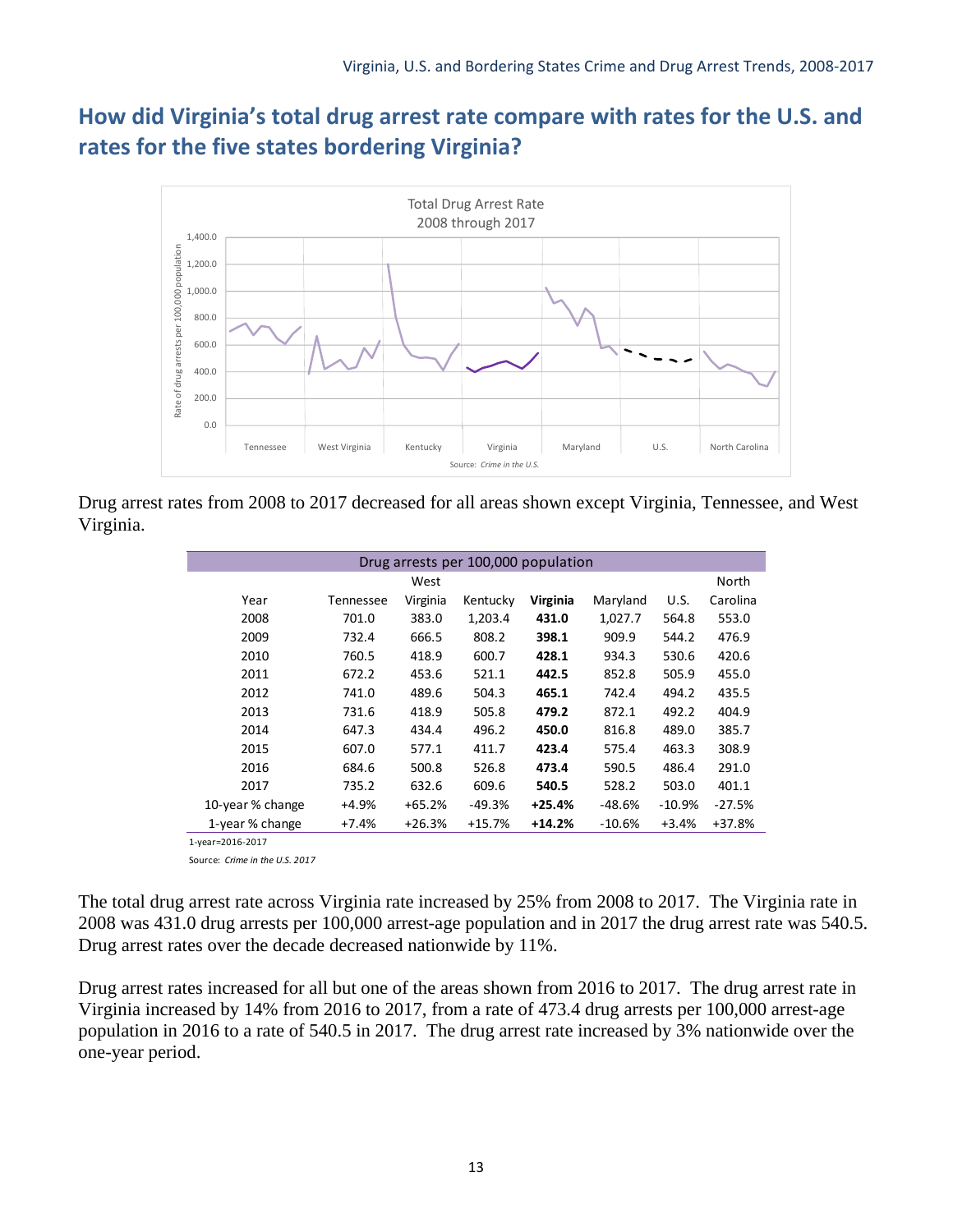## How did Virginia's total drug arrest rate compare with rates for the U.S. and rates for the five states bordering Virginia?

Drug arrest rates from 2008 to 2017 decreased for all areas shown except Virginia, Tennessee, and West Virginia.

| Drug arrests per 100,000 population | | | | | | | |
|---|---|---|---|---|---|---|---|
| Year | Tennessee | West Virginia | Kentucky | **Virginia** | Maryland | U.S. | North Carolina |
| 2008 | 701.0 | 383.0 | 1,203.4 | **431.0** | 1,027.7 | 564.8 | 553.0 |
| 2009 | 732.4 | 666.5 | 808.2 | **398.1** | 909.9 | 544.2 | 476.9 |
| 2010 | 760.5 | 418.9 | 600.7 | **428.1** | 934.3 | 530.6 | 420.6 |
| 2011 | 672.2 | 453.6 | 521.1 | **442.5** | 852.8 | 505.9 | 455.0 |
| 2012 | 741.0 | 489.6 | 504.3 | **465.1** | 742.4 | 494.2 | 435.5 |
| 2013 | 731.6 | 418.9 | 505.8 | **479.2** | 872.1 | 492.2 | 404.9 |
| 2014 | 647.3 | 434.4 | 496.2 | **450.0** | 816.8 | 489.0 | 385.7 |
| 2015 | 607.0 | 577.1 | 411.7 | **423.4** | 575.4 | 463.3 | 308.9 |
| 2016 | 684.6 | 500.8 | 526.8 | **473.4** | 590.5 | 486.4 | 291.0 |
| 2017 | 735.2 | 632.6 | 609.6 | **540.5** | 528.2 | 503.0 | 401.1 |
| 10-year % change | +4.9% | +65.2% | -49.3% | **+25.4%** | -48.6% | -10.9% | -27.5% |
| 1-year % change | +7.4% | +26.3% | +15.7% | **+14.2%** | -10.6% | +3.4% | +37.8% |

1-year=2016-2017

Source: *Crime in the U.S. 2017*

The total drug arrest rate across Virginia rate increased by 25% from 2008 to 2017. The Virginia rate in 2008 was 431.0 drug arrests per 100,000 arrest-age population and in 2017 the drug arrest rate was 540.5. Drug arrest rates over the decade decreased nationwide by 11%.

Drug arrest rates increased for all but one of the areas shown from 2016 to 2017. The drug arrest rate in Virginia increased by 14% from 2016 to 2017, from a rate of 473.4 drug arrests per 100,000 arrest-age population in 2016 to a rate of 540.5 in 2017. The drug arrest rate increased by 3% nationwide over the one-year period.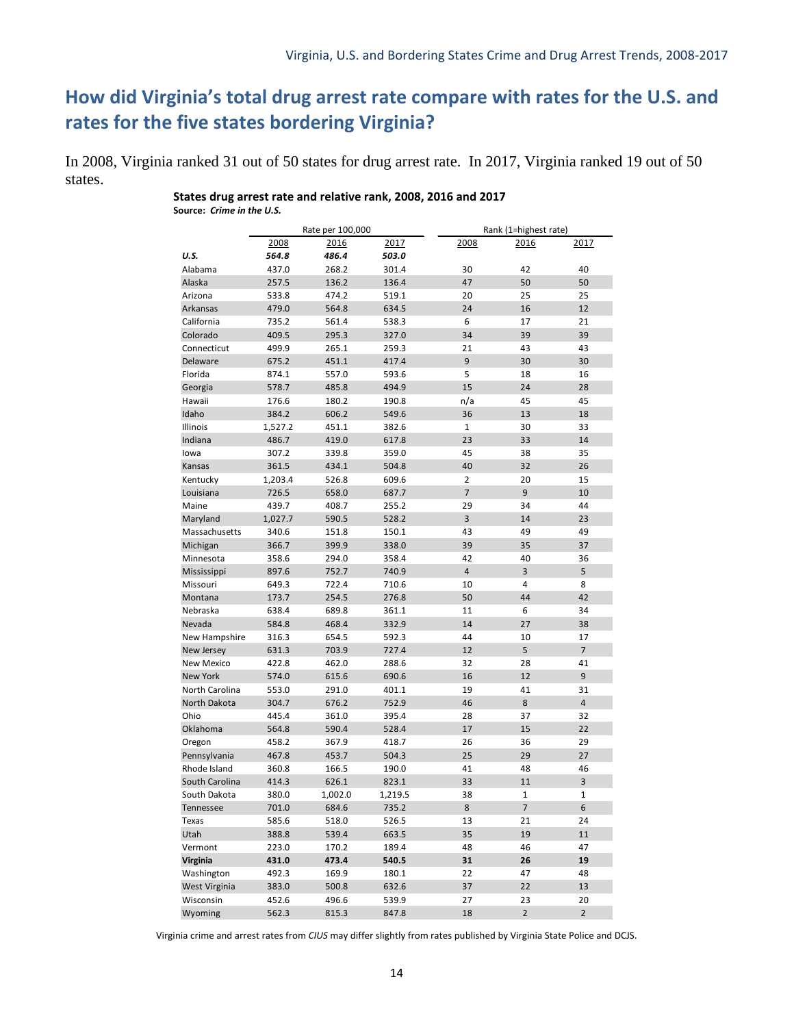## How did Virginia's total drug arrest rate compare with rates for the U.S. and rates for the five states bordering Virginia?

In 2008, Virginia ranked 31 out of 50 states for drug arrest rate. In 2017, Virginia ranked 19 out of 50 states.

**States drug arrest rate and relative rank, 2008, 2016 and 2017**
**Source:** ***Crime in the U.S.***

| | Rate per 100,000 | | | Rank (1=highest rate) | | |
|---|---|---|---|---|---|---|
| | 2008 | 2016 | 2017 | 2008 | 2016 | 2017 |
| ***U.S.*** | ***564.8*** | ***486.4*** | ***503.0*** | | | |
| Alabama | 437.0 | 268.2 | 301.4 | 30 | 42 | 40 |
| Alaska | 257.5 | 136.2 | 136.4 | 47 | 50 | 50 |
| Arizona | 533.8 | 474.2 | 519.1 | 20 | 25 | 25 |
| Arkansas | 479.0 | 564.8 | 634.5 | 24 | 16 | 12 |
| California | 735.2 | 561.4 | 538.3 | 6 | 17 | 21 |
| Colorado | 409.5 | 295.3 | 327.0 | 34 | 39 | 39 |
| Connecticut | 499.9 | 265.1 | 259.3 | 21 | 43 | 43 |
| Delaware | 675.2 | 451.1 | 417.4 | 9 | 30 | 30 |
| Florida | 874.1 | 557.0 | 593.6 | 5 | 18 | 16 |
| Georgia | 578.7 | 485.8 | 494.9 | 15 | 24 | 28 |
| Hawaii | 176.6 | 180.2 | 190.8 | n/a | 45 | 45 |
| Idaho | 384.2 | 606.2 | 549.6 | 36 | 13 | 18 |
| Illinois | 1,527.2 | 451.1 | 382.6 | 1 | 30 | 33 |
| Indiana | 486.7 | 419.0 | 617.8 | 23 | 33 | 14 |
| Iowa | 307.2 | 339.8 | 359.0 | 45 | 38 | 35 |
| Kansas | 361.5 | 434.1 | 504.8 | 40 | 32 | 26 |
| Kentucky | 1,203.4 | 526.8 | 609.6 | 2 | 20 | 15 |
| Louisiana | 726.5 | 658.0 | 687.7 | 7 | 9 | 10 |
| Maine | 439.7 | 408.7 | 255.2 | 29 | 34 | 44 |
| Maryland | 1,027.7 | 590.5 | 528.2 | 3 | 14 | 23 |
| Massachusetts | 340.6 | 151.8 | 150.1 | 43 | 49 | 49 |
| Michigan | 366.7 | 399.9 | 338.0 | 39 | 35 | 37 |
| Minnesota | 358.6 | 294.0 | 358.4 | 42 | 40 | 36 |
| Mississippi | 897.6 | 752.7 | 740.9 | 4 | 3 | 5 |
| Missouri | 649.3 | 722.4 | 710.6 | 10 | 4 | 8 |
| Montana | 173.7 | 254.5 | 276.8 | 50 | 44 | 42 |
| Nebraska | 638.4 | 689.8 | 361.1 | 11 | 6 | 34 |
| Nevada | 584.8 | 468.4 | 332.9 | 14 | 27 | 38 |
| New Hampshire | 316.3 | 654.5 | 592.3 | 44 | 10 | 17 |
| New Jersey | 631.3 | 703.9 | 727.4 | 12 | 5 | 7 |
| New Mexico | 422.8 | 462.0 | 288.6 | 32 | 28 | 41 |
| New York | 574.0 | 615.6 | 690.6 | 16 | 12 | 9 |
| North Carolina | 553.0 | 291.0 | 401.1 | 19 | 41 | 31 |
| North Dakota | 304.7 | 676.2 | 752.9 | 46 | 8 | 4 |
| Ohio | 445.4 | 361.0 | 395.4 | 28 | 37 | 32 |
| Oklahoma | 564.8 | 590.4 | 528.4 | 17 | 15 | 22 |
| Oregon | 458.2 | 367.9 | 418.7 | 26 | 36 | 29 |
| Pennsylvania | 467.8 | 453.7 | 504.3 | 25 | 29 | 27 |
| Rhode Island | 360.8 | 166.5 | 190.0 | 41 | 48 | 46 |
| South Carolina | 414.3 | 626.1 | 823.1 | 33 | 11 | 3 |
| South Dakota | 380.0 | 1,002.0 | 1,219.5 | 38 | 1 | 1 |
| Tennessee | 701.0 | 684.6 | 735.2 | 8 | 7 | 6 |
| Texas | 585.6 | 518.0 | 526.5 | 13 | 21 | 24 |
| Utah | 388.8 | 539.4 | 663.5 | 35 | 19 | 11 |
| Vermont | 223.0 | 170.2 | 189.4 | 48 | 46 | 47 |
| **Virginia** | **431.0** | **473.4** | **540.5** | **31** | **26** | **19** |
| Washington | 492.3 | 169.9 | 180.1 | 22 | 47 | 48 |
| West Virginia | 383.0 | 500.8 | 632.6 | 37 | 22 | 13 |
| Wisconsin | 452.6 | 496.6 | 539.9 | 27 | 23 | 20 |
| Wyoming | 562.3 | 815.3 | 847.8 | 18 | 2 | 2 |

Virginia crime and arrest rates from *CIUS* may differ slightly from rates published by Virginia State Police and DCJS.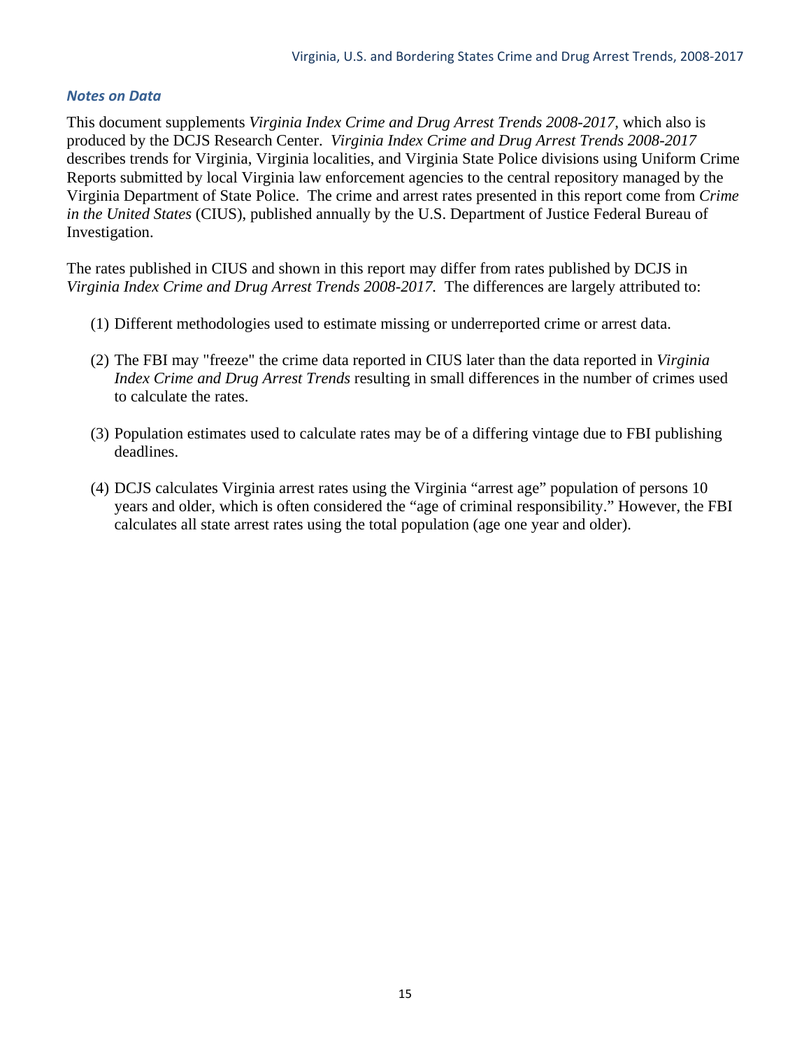### *Notes on Data*

This document supplements *Virginia Index Crime and Drug Arrest Trends 2008-2017*, which also is produced by the DCJS Research Center. *Virginia Index Crime and Drug Arrest Trends 2008-2017* describes trends for Virginia, Virginia localities, and Virginia State Police divisions using Uniform Crime Reports submitted by local Virginia law enforcement agencies to the central repository managed by the Virginia Department of State Police. The crime and arrest rates presented in this report come from *Crime in the United States* (CIUS), published annually by the U.S. Department of Justice Federal Bureau of Investigation.

The rates published in CIUS and shown in this report may differ from rates published by DCJS in *Virginia Index Crime and Drug Arrest Trends 2008-2017.* The differences are largely attributed to:

(1) Different methodologies used to estimate missing or underreported crime or arrest data.

(2) The FBI may "freeze" the crime data reported in CIUS later than the data reported in *Virginia Index Crime and Drug Arrest Trends* resulting in small differences in the number of crimes used to calculate the rates.

(3) Population estimates used to calculate rates may be of a differing vintage due to FBI publishing deadlines.

(4) DCJS calculates Virginia arrest rates using the Virginia "arrest age" population of persons 10 years and older, which is often considered the "age of criminal responsibility." However, the FBI calculates all state arrest rates using the total population (age one year and older).